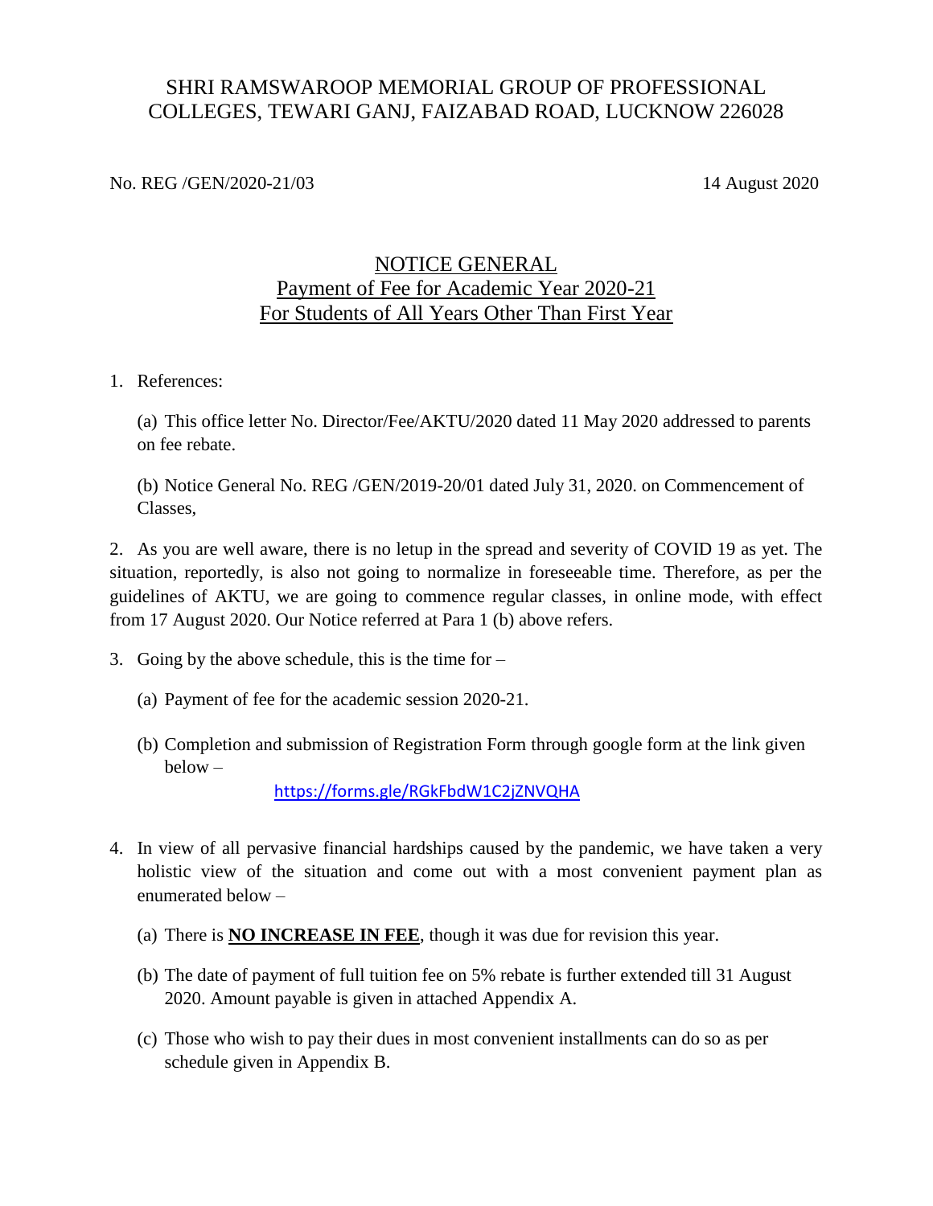# SHRI RAMSWAROOP MEMORIAL GROUP OF PROFESSIONAL COLLEGES, TEWARI GANJ, FAIZABAD ROAD, LUCKNOW 226028

No. REG /GEN/2020-21/03 14 August 2020

## NOTICE GENERAL
## Payment of Fee for Academic Year 2020-21
## For Students of All Years Other Than First Year

1. References:

   (a) This office letter No. Director/Fee/AKTU/2020 dated 11 May 2020 addressed to parents on fee rebate.

   (b) Notice General No. REG /GEN/2019-20/01 dated July 31, 2020. on Commencement of Classes,

2. As you are well aware, there is no letup in the spread and severity of COVID 19 as yet. The situation, reportedly, is also not going to normalize in foreseeable time. Therefore, as per the guidelines of AKTU, we are going to commence regular classes, in online mode, with effect from 17 August 2020. Our Notice referred at Para 1 (b) above refers.

3. Going by the above schedule, this is the time for –

   (a) Payment of fee for the academic session 2020-21.

   (b) Completion and submission of Registration Form through google form at the link given below –

   https://forms.gle/RGkFbdW1C2jZNVQHA

4. In view of all pervasive financial hardships caused by the pandemic, we have taken a very holistic view of the situation and come out with a most convenient payment plan as enumerated below –

   (a) There is **NO INCREASE IN FEE**, though it was due for revision this year.

   (b) The date of payment of full tuition fee on 5% rebate is further extended till 31 August 2020. Amount payable is given in attached Appendix A.

   (c) Those who wish to pay their dues in most convenient installments can do so as per schedule given in Appendix B.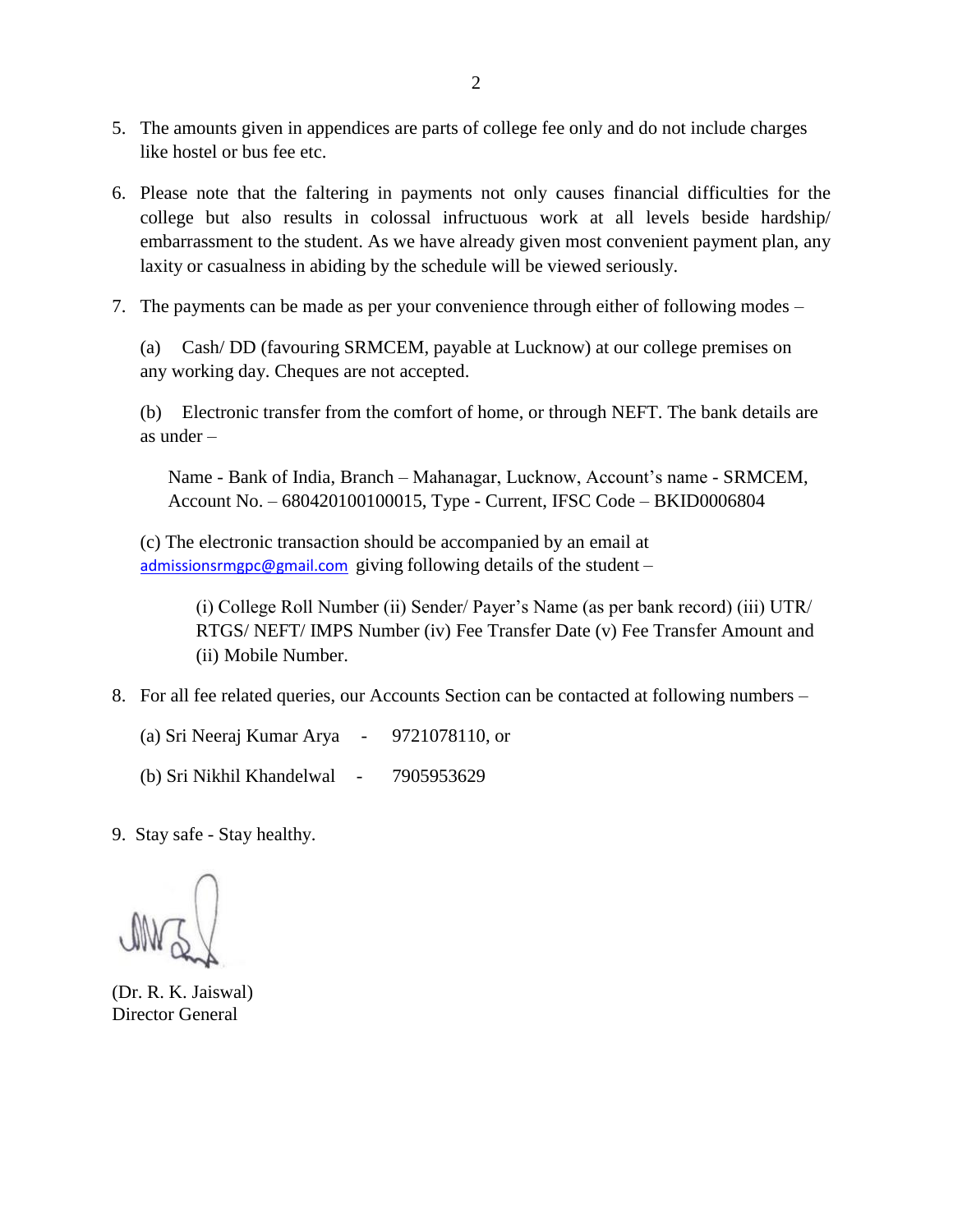5. The amounts given in appendices are parts of college fee only and do not include charges like hostel or bus fee etc.

6. Please note that the faltering in payments not only causes financial difficulties for the college but also results in colossal infructuous work at all levels beside hardship/ embarrassment to the student. As we have already given most convenient payment plan, any laxity or casualness in abiding by the schedule will be viewed seriously.

7. The payments can be made as per your convenience through either of following modes –

   (a) Cash/ DD (favouring SRMCEM, payable at Lucknow) at our college premises on any working day. Cheques are not accepted.

   (b) Electronic transfer from the comfort of home, or through NEFT. The bank details are as under –

   Name - Bank of India, Branch – Mahanagar, Lucknow, Account's name - SRMCEM, Account No. – 680420100100015, Type - Current, IFSC Code – BKID0006804

   (c) The electronic transaction should be accompanied by an email at admissionsrmgpc@gmail.com giving following details of the student –

   (i) College Roll Number (ii) Sender/ Payer's Name (as per bank record) (iii) UTR/ RTGS/ NEFT/ IMPS Number (iv) Fee Transfer Date (v) Fee Transfer Amount and (ii) Mobile Number.

8. For all fee related queries, our Accounts Section can be contacted at following numbers –

   (a) Sri Neeraj Kumar Arya - 9721078110, or

   (b) Sri Nikhil Khandelwal - 7905953629

9. Stay safe - Stay healthy.

(Dr. R. K. Jaiswal)
Director General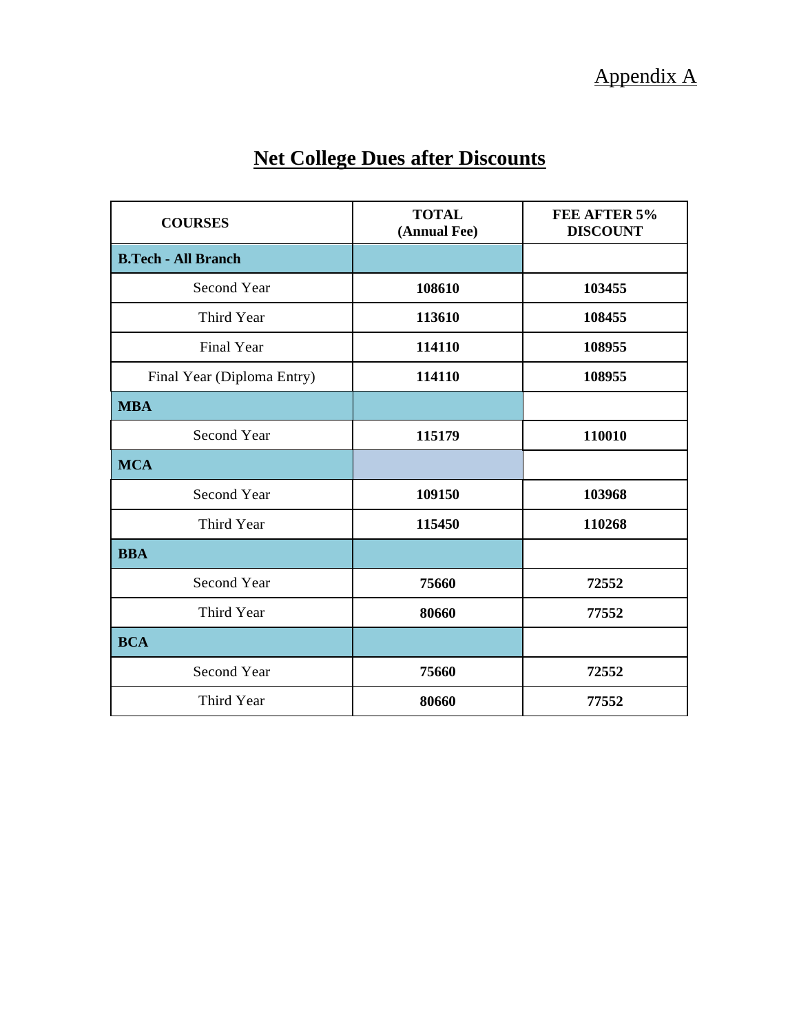Appendix A

# Net College Dues after Discounts

| COURSES | TOTAL (Annual Fee) | FEE AFTER 5% DISCOUNT |
|---|---|---|
| **B.Tech - All Branch** | | |
| Second Year | **108610** | **103455** |
| Third Year | **113610** | **108455** |
| Final Year | **114110** | **108955** |
| Final Year (Diploma Entry) | **114110** | **108955** |
| **MBA** | | |
| Second Year | **115179** | **110010** |
| **MCA** | | |
| Second Year | **109150** | **103968** |
| Third Year | **115450** | **110268** |
| **BBA** | | |
| Second Year | **75660** | **72552** |
| Third Year | **80660** | **77552** |
| **BCA** | | |
| Second Year | **75660** | **72552** |
| Third Year | **80660** | **77552** |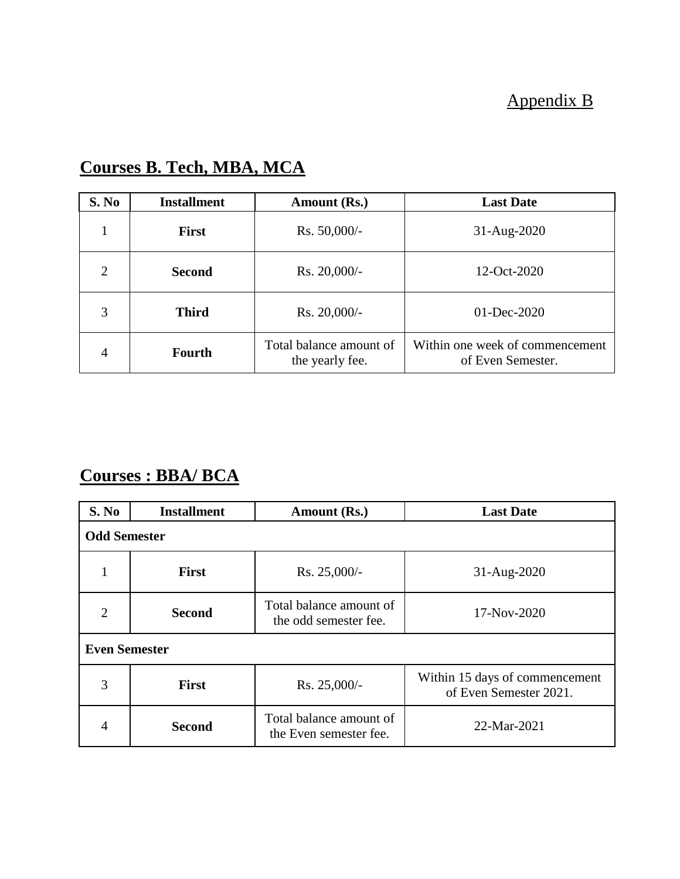Appendix B

## Courses B. Tech, MBA, MCA

| S. No | Installment | Amount (Rs.) | Last Date |
|---|---|---|---|
| 1 | **First** | Rs. 50,000/- | 31-Aug-2020 |
| 2 | **Second** | Rs. 20,000/- | 12-Oct-2020 |
| 3 | **Third** | Rs. 20,000/- | 01-Dec-2020 |
| 4 | **Fourth** | Total balance amount of the yearly fee. | Within one week of commencement of Even Semester. |

## Courses : BBA/ BCA

| S. No | Installment | Amount (Rs.) | Last Date |
|---|---|---|---|
| **Odd Semester** | | | |
| 1 | **First** | Rs. 25,000/- | 31-Aug-2020 |
| 2 | **Second** | Total balance amount of the odd semester fee. | 17-Nov-2020 |
| **Even Semester** | | | |
| 3 | **First** | Rs. 25,000/- | Within 15 days of commencement of Even Semester 2021. |
| 4 | **Second** | Total balance amount of the Even semester fee. | 22-Mar-2021 |